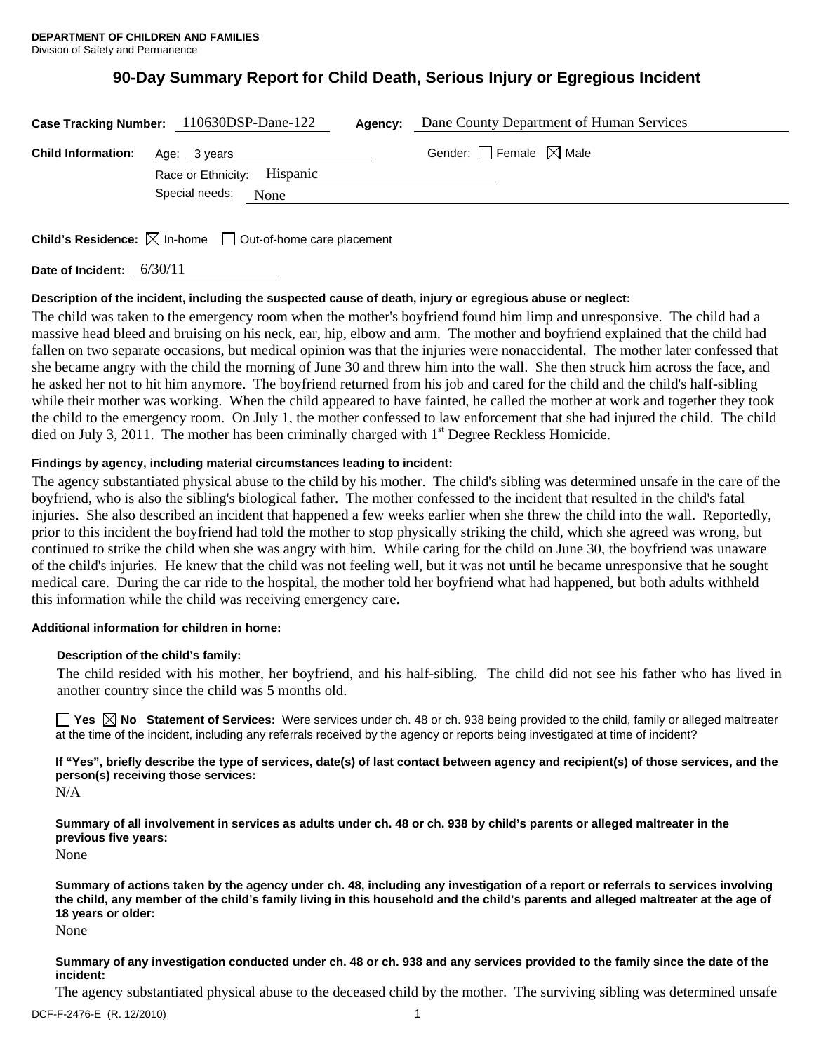**DEPARTMENT OF CHILDREN AND FAMILIES**
Division of Safety and Permanence

# 90-Day Summary Report for Child Death, Serious Injury or Egregious Incident

**Case Tracking Number:** 110630DSP-Dane-122 **Agency:** Dane County Department of Human Services

**Child Information:** Age: 3 years Gender: ☐ Female ☒ Male

Race or Ethnicity: Hispanic

Special needs: None

**Child's Residence:** ☒ In-home ☐ Out-of-home care placement

**Date of Incident:** 6/30/11

**Description of the incident, including the suspected cause of death, injury or egregious abuse or neglect:**

The child was taken to the emergency room when the mother's boyfriend found him limp and unresponsive. The child had a massive head bleed and bruising on his neck, ear, hip, elbow and arm. The mother and boyfriend explained that the child had fallen on two separate occasions, but medical opinion was that the injuries were nonaccidental. The mother later confessed that she became angry with the child the morning of June 30 and threw him into the wall. She then struck him across the face, and he asked her not to hit him anymore. The boyfriend returned from his job and cared for the child and the child's half-sibling while their mother was working. When the child appeared to have fainted, he called the mother at work and together they took the child to the emergency room. On July 1, the mother confessed to law enforcement that she had injured the child. The child died on July 3, 2011. The mother has been criminally charged with 1st Degree Reckless Homicide.

**Findings by agency, including material circumstances leading to incident:**

The agency substantiated physical abuse to the child by his mother. The child's sibling was determined unsafe in the care of the boyfriend, who is also the sibling's biological father. The mother confessed to the incident that resulted in the child's fatal injuries. She also described an incident that happened a few weeks earlier when she threw the child into the wall. Reportedly, prior to this incident the boyfriend had told the mother to stop physically striking the child, which she agreed was wrong, but continued to strike the child when she was angry with him. While caring for the child on June 30, the boyfriend was unaware of the child's injuries. He knew that the child was not feeling well, but it was not until he became unresponsive that he sought medical care. During the car ride to the hospital, the mother told her boyfriend what had happened, but both adults withheld this information while the child was receiving emergency care.

**Additional information for children in home:**

**Description of the child's family:**

The child resided with his mother, her boyfriend, and his half-sibling. The child did not see his father who has lived in another country since the child was 5 months old.

☐ **Yes** ☒ **No** **Statement of Services:** Were services under ch. 48 or ch. 938 being provided to the child, family or alleged maltreater at the time of the incident, including any referrals received by the agency or reports being investigated at time of incident?

**If "Yes", briefly describe the type of services, date(s) of last contact between agency and recipient(s) of those services, and the person(s) receiving those services:**

N/A

**Summary of all involvement in services as adults under ch. 48 or ch. 938 by child's parents or alleged maltreater in the previous five years:**

None

**Summary of actions taken by the agency under ch. 48, including any investigation of a report or referrals to services involving the child, any member of the child's family living in this household and the child's parents and alleged maltreater at the age of 18 years or older:**

None

**Summary of any investigation conducted under ch. 48 or ch. 938 and any services provided to the family since the date of the incident:**

The agency substantiated physical abuse to the deceased child by the mother. The surviving sibling was determined unsafe

DCF-F-2476-E (R. 12/2010)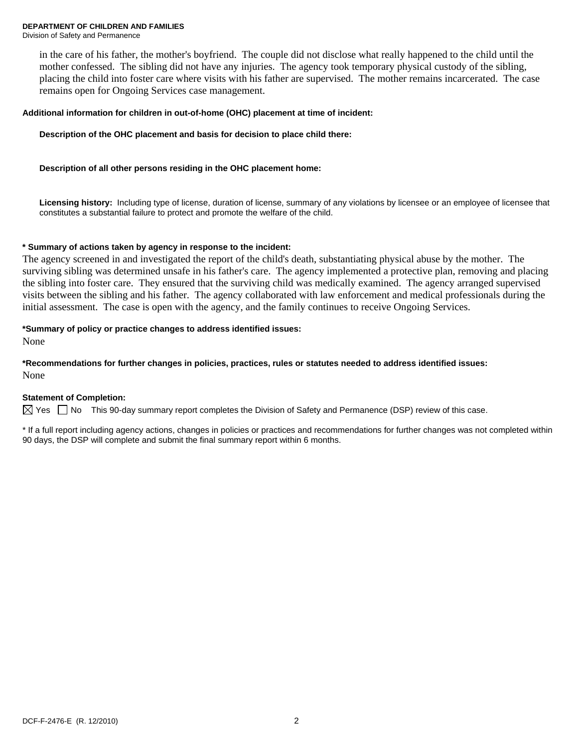in the care of his father, the mother's boyfriend. The couple did not disclose what really happened to the child until the mother confessed. The sibling did not have any injuries. The agency took temporary physical custody of the sibling, placing the child into foster care where visits with his father are supervised. The mother remains incarcerated. The case remains open for Ongoing Services case management.

**Additional information for children in out-of-home (OHC) placement at time of incident:**

**Description of the OHC placement and basis for decision to place child there:**

**Description of all other persons residing in the OHC placement home:**

**Licensing history:** Including type of license, duration of license, summary of any violations by licensee or an employee of licensee that constitutes a substantial failure to protect and promote the welfare of the child.

**\* Summary of actions taken by agency in response to the incident:**

The agency screened in and investigated the report of the child's death, substantiating physical abuse by the mother. The surviving sibling was determined unsafe in his father's care. The agency implemented a protective plan, removing and placing the sibling into foster care. They ensured that the surviving child was medically examined. The agency arranged supervised visits between the sibling and his father. The agency collaborated with law enforcement and medical professionals during the initial assessment. The case is open with the agency, and the family continues to receive Ongoing Services.

**\*Summary of policy or practice changes to address identified issues:**

None

**\*Recommendations for further changes in policies, practices, rules or statutes needed to address identified issues:**

None

**Statement of Completion:**

☒ Yes ☐ No This 90-day summary report completes the Division of Safety and Permanence (DSP) review of this case.

\* If a full report including agency actions, changes in policies or practices and recommendations for further changes was not completed within 90 days, the DSP will complete and submit the final summary report within 6 months.

DCF-F-2476-E (R. 12/2010)